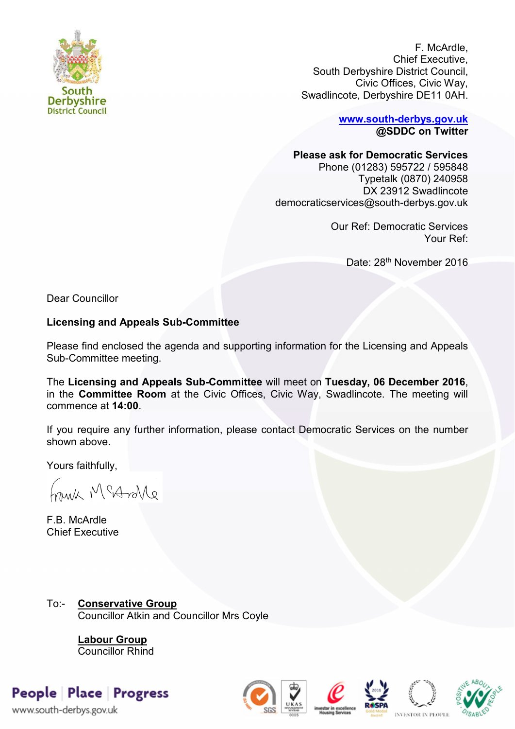South Derbyshire District Council

F. McArdle,
Chief Executive,
South Derbyshire District Council,
Civic Offices, Civic Way,
Swadlincote, Derbyshire DE11 0AH.

[www.south-derbys.gov.uk](http://www.south-derbys.gov.uk)
**@SDDC on Twitter**

**Please ask for Democratic Services**
Phone (01283) 595722 / 595848
Typetalk (0870) 240958
DX 23912 Swadlincote
democraticservices@south-derbys.gov.uk

Our Ref: Democratic Services
Your Ref:

Date: 28th November 2016

Dear Councillor

**Licensing and Appeals Sub-Committee**

Please find enclosed the agenda and supporting information for the Licensing and Appeals Sub-Committee meeting.

The **Licensing and Appeals Sub-Committee** will meet on **Tuesday, 06 December 2016**, in the **Committee Room** at the Civic Offices, Civic Way, Swadlincote. The meeting will commence at **14:00**.

If you require any further information, please contact Democratic Services on the number shown above.

Yours faithfully,

Frank McArdle

F.B. McArdle
Chief Executive

To:- **Conservative Group**
Councillor Atkin and Councillor Mrs Coyle

**Labour Group**
Councillor Rhind

People | Place | Progress
www.south-derbys.gov.uk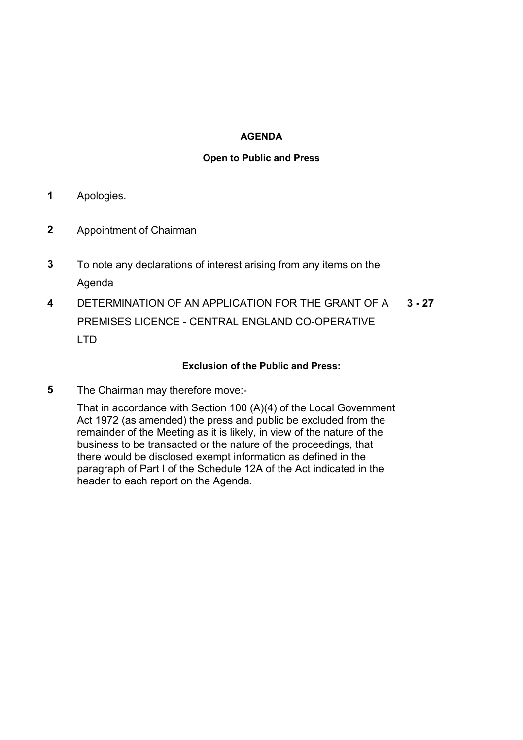**AGENDA**

**Open to Public and Press**

1. Apologies.

2. Appointment of Chairman

3. To note any declarations of interest arising from any items on the Agenda

4. DETERMINATION OF AN APPLICATION FOR THE GRANT OF A PREMISES LICENCE - CENTRAL ENGLAND CO-OPERATIVE LTD **3 - 27**

**Exclusion of the Public and Press:**

5. The Chairman may therefore move:-

   That in accordance with Section 100 (A)(4) of the Local Government Act 1972 (as amended) the press and public be excluded from the remainder of the Meeting as it is likely, in view of the nature of the business to be transacted or the nature of the proceedings, that there would be disclosed exempt information as defined in the paragraph of Part I of the Schedule 12A of the Act indicated in the header to each report on the Agenda.